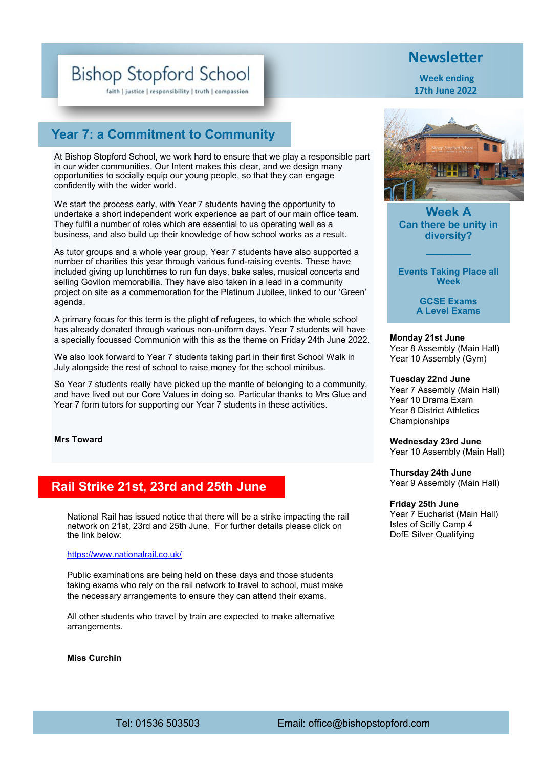# Bishop Stopford School

faith | justice | responsibility | truth | compassion

**Newsletter**

**Week ending 17th June 2022**

## Year 7: a Commitment to Community

At Bishop Stopford School, we work hard to ensure that we play a responsible part in our wider communities. Our Intent makes this clear, and we design many opportunities to socially equip our young people, so that they can engage confidently with the wider world.

We start the process early, with Year 7 students having the opportunity to undertake a short independent work experience as part of our main office team. They fulfil a number of roles which are essential to us operating well as a business, and also build up their knowledge of how school works as a result.

As tutor groups and a whole year group, Year 7 students have also supported a number of charities this year through various fund-raising events. These have included giving up lunchtimes to run fun days, bake sales, musical concerts and selling Govilon memorabilia. They have also taken in a lead in a community project on site as a commemoration for the Platinum Jubilee, linked to our 'Green' agenda.

A primary focus for this term is the plight of refugees, to which the whole school has already donated through various non-uniform days. Year 7 students will have a specially focussed Communion with this as the theme on Friday 24th June 2022.

We also look forward to Year 7 students taking part in their first School Walk in July alongside the rest of school to raise money for the school minibus.

So Year 7 students really have picked up the mantle of belonging to a community, and have lived out our Core Values in doing so. Particular thanks to Mrs Glue and Year 7 form tutors for supporting our Year 7 students in these activities.

**Mrs Toward**

## Rail Strike 21st, 23rd and 25th June

National Rail has issued notice that there will be a strike impacting the rail network on 21st, 23rd and 25th June. For further details please click on the link below:

https://www.nationalrail.co.uk/

Public examinations are being held on these days and those students taking exams who rely on the rail network to travel to school, must make the necessary arrangements to ensure they can attend their exams.

All other students who travel by train are expected to make alternative arrangements.

**Miss Curchin**

## Week A

**Can there be unity in diversity?**

**Events Taking Place all Week**

**GCSE Exams**
**A Level Exams**

**Monday 21st June**
Year 8 Assembly (Main Hall)
Year 10 Assembly (Gym)

**Tuesday 22nd June**
Year 7 Assembly (Main Hall)
Year 10 Drama Exam
Year 8 District Athletics Championships

**Wednesday 23rd June**
Year 10 Assembly (Main Hall)

**Thursday 24th June**
Year 9 Assembly (Main Hall)

**Friday 25th June**
Year 7 Eucharist (Main Hall)
Isles of Scilly Camp 4
DofE Silver Qualifying

Tel: 01536 503503 Email: office@bishopstopford.com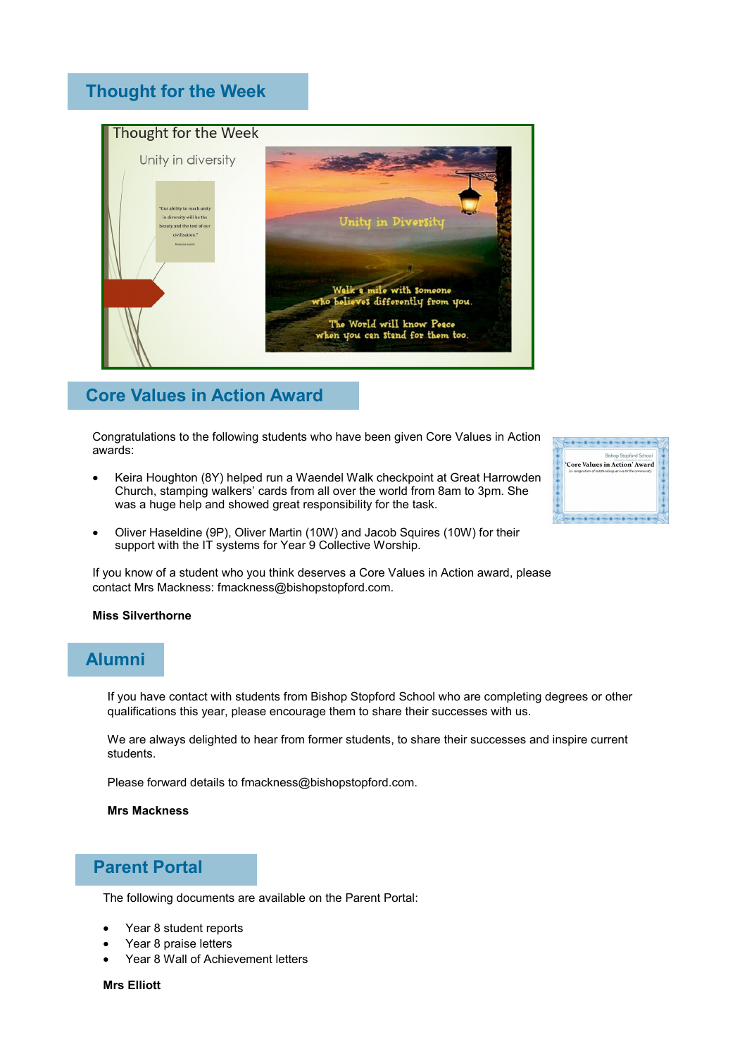## Thought for the Week

## Core Values in Action Award

Congratulations to the following students who have been given Core Values in Action awards:

- Keira Houghton (8Y) helped run a Waendel Walk checkpoint at Great Harrowden Church, stamping walkers' cards from all over the world from 8am to 3pm. She was a huge help and showed great responsibility for the task.
- Oliver Haseldine (9P), Oliver Martin (10W) and Jacob Squires (10W) for their support with the IT systems for Year 9 Collective Worship.

If you know of a student who you think deserves a Core Values in Action award, please contact Mrs Mackness: fmackness@bishopstopford.com.

**Miss Silverthorne**

## Alumni

If you have contact with students from Bishop Stopford School who are completing degrees or other qualifications this year, please encourage them to share their successes with us.

We are always delighted to hear from former students, to share their successes and inspire current students.

Please forward details to fmackness@bishopstopford.com.

**Mrs Mackness**

## Parent Portal

The following documents are available on the Parent Portal:

- Year 8 student reports
- Year 8 praise letters
- Year 8 Wall of Achievement letters

**Mrs Elliott**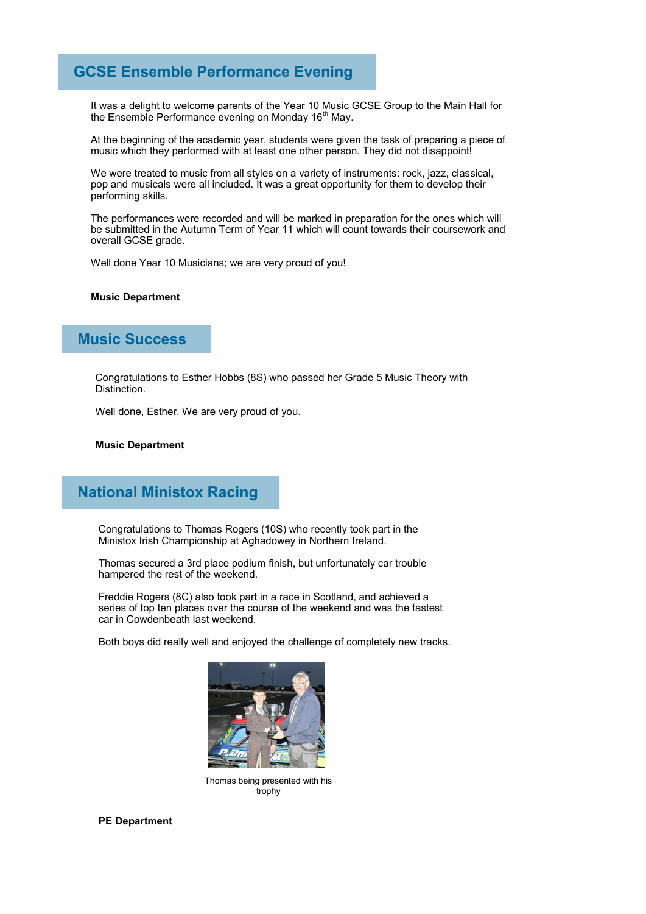## GCSE Ensemble Performance Evening

It was a delight to welcome parents of the Year 10 Music GCSE Group to the Main Hall for the Ensemble Performance evening on Monday 16th May.

At the beginning of the academic year, students were given the task of preparing a piece of music which they performed with at least one other person. They did not disappoint!

We were treated to music from all styles on a variety of instruments: rock, jazz, classical, pop and musicals were all included. It was a great opportunity for them to develop their performing skills.

The performances were recorded and will be marked in preparation for the ones which will be submitted in the Autumn Term of Year 11 which will count towards their coursework and overall GCSE grade.

Well done Year 10 Musicians; we are very proud of you!

**Music Department**

## Music Success

Congratulations to Esther Hobbs (8S) who passed her Grade 5 Music Theory with Distinction.

Well done, Esther. We are very proud of you.

**Music Department**

## National Ministox Racing

Congratulations to Thomas Rogers (10S) who recently took part in the Ministox Irish Championship at Aghadowey in Northern Ireland.

Thomas secured a 3rd place podium finish, but unfortunately car trouble hampered the rest of the weekend.

Freddie Rogers (8C) also took part in a race in Scotland, and achieved a series of top ten places over the course of the weekend and was the fastest car in Cowdenbeath last weekend.

Both boys did really well and enjoyed the challenge of completely new tracks.

Thomas being presented with his trophy

**PE Department**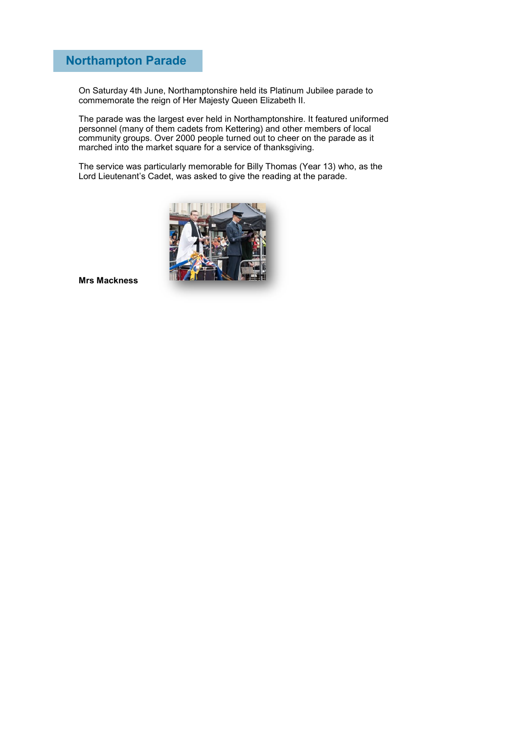## Northampton Parade

On Saturday 4th June, Northamptonshire held its Platinum Jubilee parade to commemorate the reign of Her Majesty Queen Elizabeth II.

The parade was the largest ever held in Northamptonshire. It featured uniformed personnel (many of them cadets from Kettering) and other members of local community groups. Over 2000 people turned out to cheer on the parade as it marched into the market square for a service of thanksgiving.

The service was particularly memorable for Billy Thomas (Year 13) who, as the Lord Lieutenant's Cadet, was asked to give the reading at the parade.

**Mrs Mackness**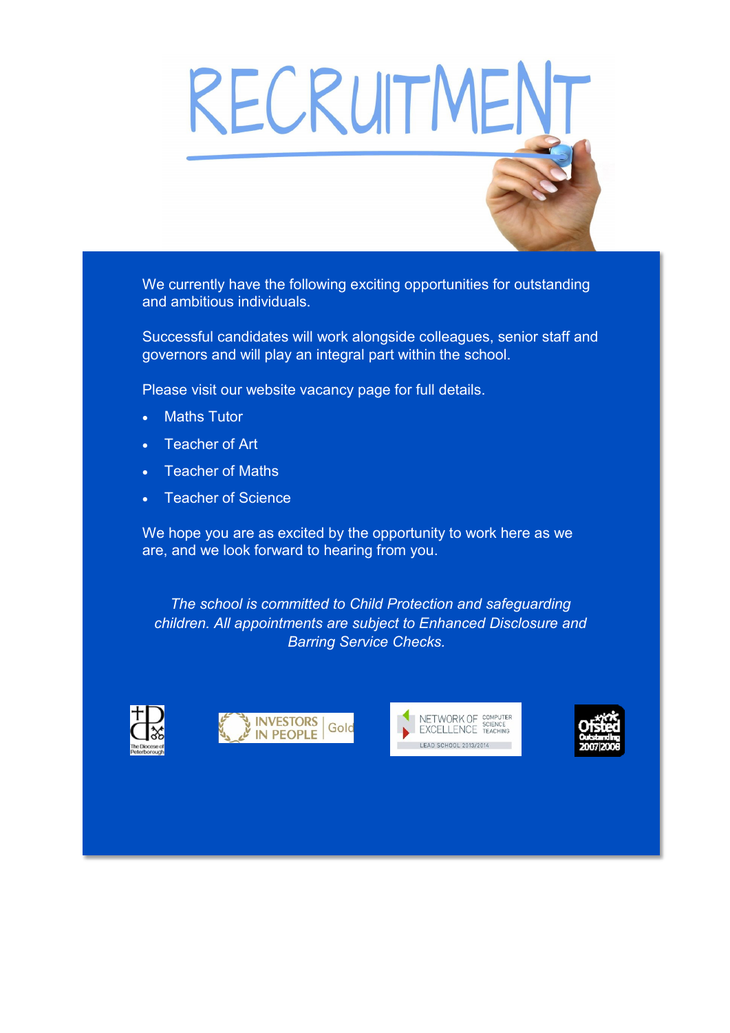# RECRUITMENT

We currently have the following exciting opportunities for outstanding and ambitious individuals.

Successful candidates will work alongside colleagues, senior staff and governors and will play an integral part within the school.

Please visit our website vacancy page for full details.

- Maths Tutor
- Teacher of Art
- Teacher of Maths
- Teacher of Science

We hope you are as excited by the opportunity to work here as we are, and we look forward to hearing from you.

*The school is committed to Child Protection and safeguarding children. All appointments are subject to Enhanced Disclosure and Barring Service Checks.*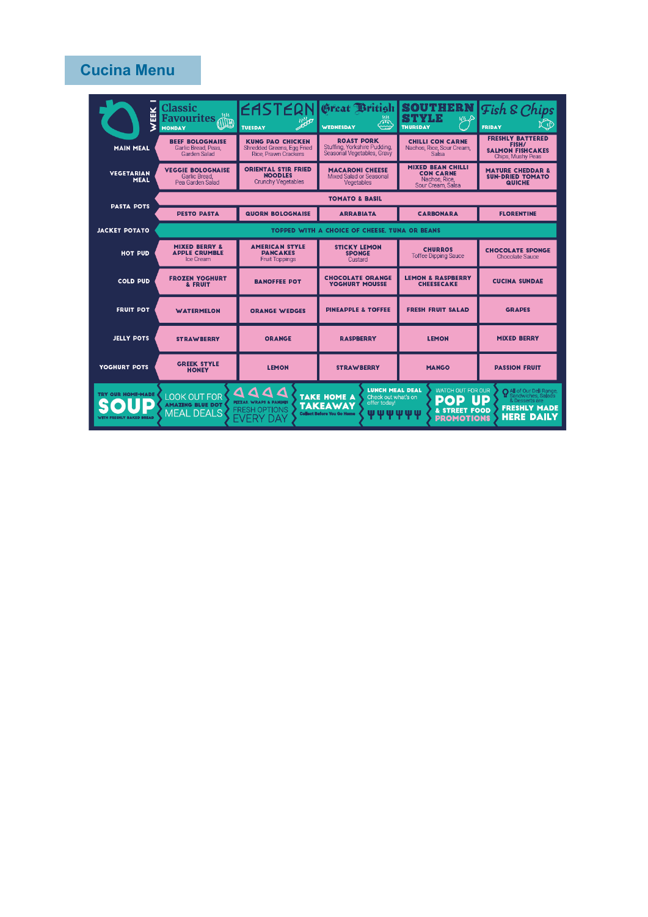# Cucina Menu

| WEEK 1 | Classic Favourites MONDAY | EASTERN TUESDAY | Great British WEDNESDAY | SOUTHERN STYLE THURSDAY | Fish & Chips FRIDAY |
|---|---|---|---|---|---|
| MAIN MEAL | BEEF BOLOGNAISE Garlic Bread, Peas, Garden Salad | KUNG PAO CHICKEN Shredded Greens, Egg Fried Rice, Prawn Crackers | ROAST PORK Stuffing, Yorkshire Pudding, Seasonal Vegetables, Gravy | CHILLI CON CARNE Nachos, Rice, Sour Cream, Salsa | FRESHLY BATTERED FISH/ SALMON FISHCAKES Chips, Mushy Peas |
| VEGETARIAN MEAL | VEGGIE BOLOGNAISE Garlic Bread, Pea Garden Salad | ORIENTAL STIR FRIED NOODLES Crunchy Vegetables | MACARONI CHEESE Mixed Salad or Seasonal Vegetables | MIXED BEAN CHILLI CON CARNE Nachos, Rice, Sour Cream, Salsa | MATURE CHEDDAR & SUN-DRIED TOMATO QUICHE |
| PASTA POTS | TOMATO & BASIL | | | | |
| | PESTO PASTA | QUORN BOLOGNAISE | ARRABIATA | CARBONARA | FLORENTINE |
| JACKET POTATO | TOPPED WITH A CHOICE OF CHEESE, TUNA OR BEANS | | | | |
| HOT PUD | MIXED BERRY & APPLE CRUMBLE Ice Cream | AMERICAN STYLE PANCAKES Fruit Toppings | STICKY LEMON SPONGE Custard | CHURROS Toffee Dipping Sauce | CHOCOLATE SPONGE Chocolate Sauce |
| COLD PUD | FROZEN YOGHURT & FRUIT | BANOFFEE POT | CHOCOLATE ORANGE YOGHURT MOUSSE | LEMON & RASPBERRY CHEESECAKE | CUCINA SUNDAE |
| FRUIT POT | WATERMELON | ORANGE WEDGES | PINEAPPLE & TOFFEE | FRESH FRUIT SALAD | GRAPES |
| JELLY POTS | STRAWBERRY | ORANGE | RASPBERRY | LEMON | MIXED BERRY |
| YOGHURT POTS | GREEK STYLE HONEY | LEMON | STRAWBERRY | MANGO | PASSION FRUIT |

TRY OUR HOME-MADE SOUP WITH FRESHLY BAKED BREAD

LOOK OUT FOR AMAZING BLUE DOT MEAL DEALS

PIZZAS, WRAPS & PANINIS FRESH OPTIONS EVERY DAY

TAKE HOME A TAKEAWAY Collect Before You Go Home

LUNCH MEAL DEAL Check out what's on offer today!

WATCH OUT FOR OUR POP UP & STREET FOOD PROMOTIONS

All of Our Deli Range, Sandwiches, Salads & Desserts are FRESHLY MADE HERE DAILY